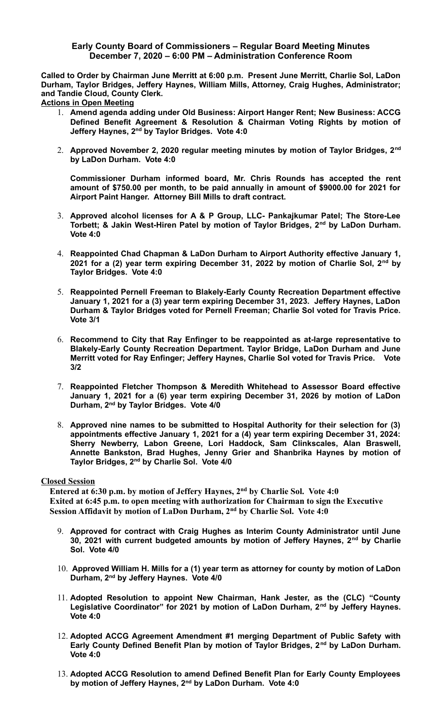**Early County Board of Commissioners – Regular Board Meeting Minutes**
**December 7, 2020 – 6:00 PM – Administration Conference Room**

**Called to Order by Chairman June Merritt at 6:00 p.m. Present June Merritt, Charlie Sol, LaDon Durham, Taylor Bridges, Jeffery Haynes, William Mills, Attorney, Craig Hughes, Administrator; and Tandie Cloud, County Clerk.**

**Actions in Open Meeting**

1. **Amend agenda adding under Old Business: Airport Hanger Rent; New Business: ACCG Defined Benefit Agreement & Resolution & Chairman Voting Rights by motion of Jeffery Haynes, 2nd by Taylor Bridges. Vote 4:0**

2. **Approved November 2, 2020 regular meeting minutes by motion of Taylor Bridges, 2nd by LaDon Durham. Vote 4:0**

   **Commissioner Durham informed board, Mr. Chris Rounds has accepted the rent amount of $750.00 per month, to be paid annually in amount of $9000.00 for 2021 for Airport Paint Hanger. Attorney Bill Mills to draft contract.**

3. **Approved alcohol licenses for A & P Group, LLC- Pankajkumar Patel; The Store-Lee Torbett; & Jakin West-Hiren Patel by motion of Taylor Bridges, 2nd by LaDon Durham. Vote 4:0**

4. **Reappointed Chad Chapman & LaDon Durham to Airport Authority effective January 1, 2021 for a (2) year term expiring December 31, 2022 by motion of Charlie Sol, 2nd by Taylor Bridges. Vote 4:0**

5. **Reappointed Pernell Freeman to Blakely-Early County Recreation Department effective January 1, 2021 for a (3) year term expiring December 31, 2023. Jeffery Haynes, LaDon Durham & Taylor Bridges voted for Pernell Freeman; Charlie Sol voted for Travis Price. Vote 3/1**

6. **Recommend to City that Ray Enfinger to be reappointed as at-large representative to Blakely-Early County Recreation Department. Taylor Bridge, LaDon Durham and June Merritt voted for Ray Enfinger; Jeffery Haynes, Charlie Sol voted for Travis Price. Vote 3/2**

7. **Reappointed Fletcher Thompson & Meredith Whitehead to Assessor Board effective January 1, 2021 for a (6) year term expiring December 31, 2026 by motion of LaDon Durham, 2nd by Taylor Bridges. Vote 4/0**

8. **Approved nine names to be submitted to Hospital Authority for their selection for (3) appointments effective January 1, 2021 for a (4) year term expiring December 31, 2024: Sherry Newberry, Labon Greene, Lori Haddock, Sam Clinkscales, Alan Braswell, Annette Bankston, Brad Hughes, Jenny Grier and Shanbrika Haynes by motion of Taylor Bridges, 2nd by Charlie Sol. Vote 4/0**

**Closed Session**

**Entered at 6:30 p.m. by motion of Jeffery Haynes, 2nd by Charlie Sol. Vote 4:0**
**Exited at 6:45 p.m. to open meeting with authorization for Chairman to sign the Executive Session Affidavit by motion of LaDon Durham, 2nd by Charlie Sol. Vote 4:0**

9. **Approved for contract with Craig Hughes as Interim County Administrator until June 30, 2021 with current budgeted amounts by motion of Jeffery Haynes, 2nd by Charlie Sol. Vote 4/0**

10. **Approved William H. Mills for a (1) year term as attorney for county by motion of LaDon Durham, 2nd by Jeffery Haynes. Vote 4/0**

11. **Adopted Resolution to appoint New Chairman, Hank Jester, as the (CLC) "County Legislative Coordinator" for 2021 by motion of LaDon Durham, 2nd by Jeffery Haynes. Vote 4:0**

12. **Adopted ACCG Agreement Amendment #1 merging Department of Public Safety with Early County Defined Benefit Plan by motion of Taylor Bridges, 2nd by LaDon Durham. Vote 4:0**

13. **Adopted ACCG Resolution to amend Defined Benefit Plan for Early County Employees by motion of Jeffery Haynes, 2nd by LaDon Durham. Vote 4:0**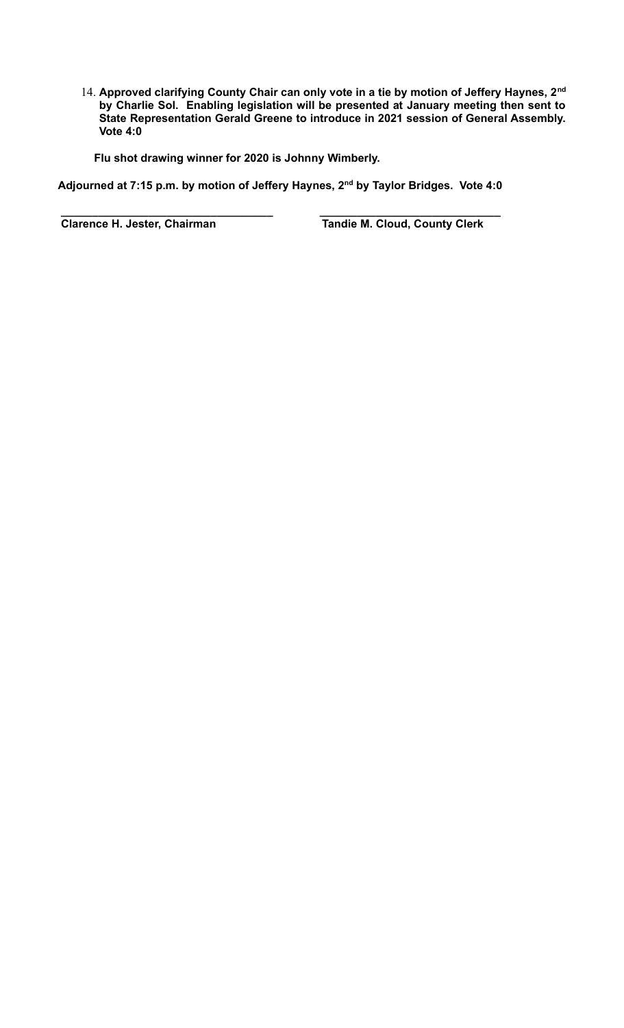14. **Approved clarifying County Chair can only vote in a tie by motion of Jeffery Haynes, 2nd by Charlie Sol. Enabling legislation will be presented at January meeting then sent to State Representation Gerald Greene to introduce in 2021 session of General Assembly. Vote 4:0**

**Flu shot drawing winner for 2020 is Johnny Wimberly.**

**Adjourned at 7:15 p.m. by motion of Jeffery Haynes, 2nd by Taylor Bridges. Vote 4:0**

**\_\_\_\_\_\_\_\_\_\_\_\_\_\_\_\_\_\_\_\_\_\_\_\_\_\_\_\_\_\_\_\_\_\_\_**
**Clarence H. Jester, Chairman**

**\_\_\_\_\_\_\_\_\_\_\_\_\_\_\_\_\_\_\_\_\_\_\_\_\_\_\_\_\_\_\_\_\_\_\_**
**Tandie M. Cloud, County Clerk**